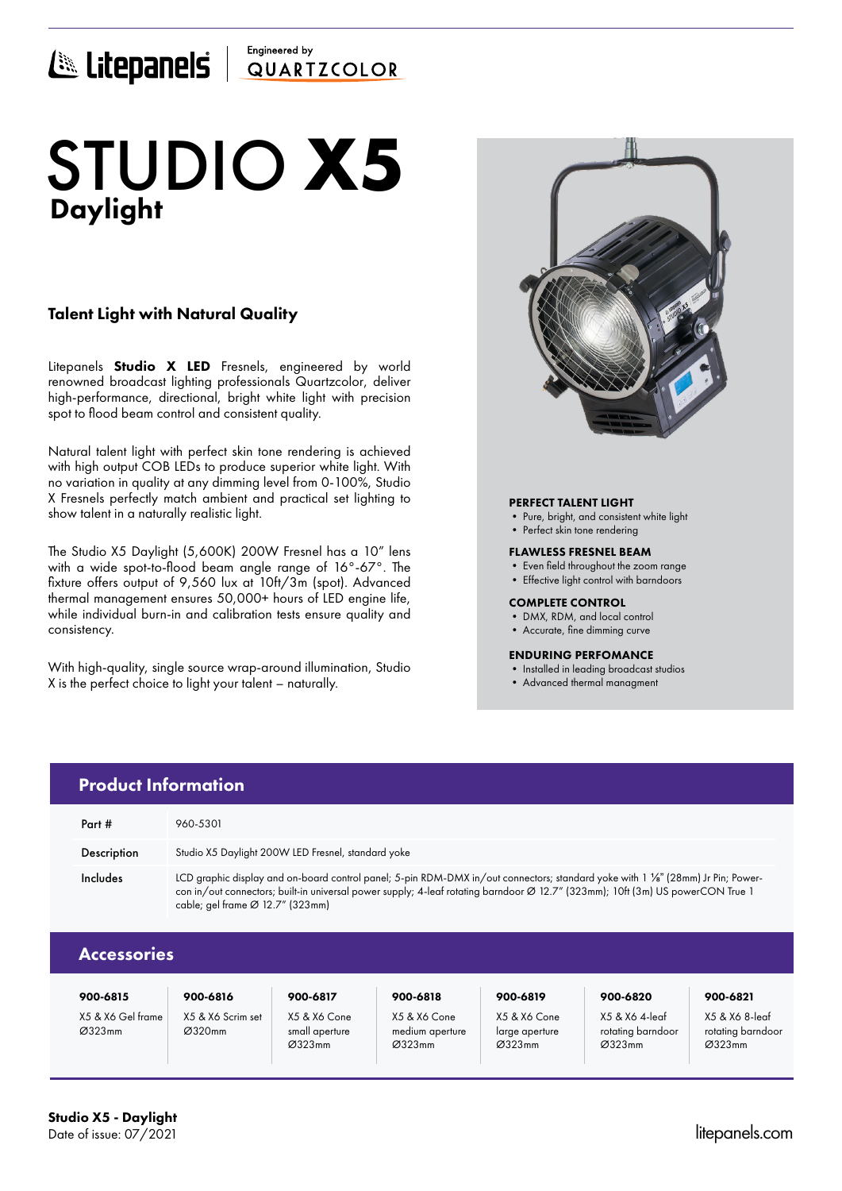Litepanels | Engineered by QUARTZCOLOR

# STUDIO X5
## Daylight

### Talent Light with Natural Quality

Litepanels **Studio X LED** Fresnels, engineered by world renowned broadcast lighting professionals Quartzcolor, deliver high-performance, directional, bright white light with precision spot to flood beam control and consistent quality.

Natural talent light with perfect skin tone rendering is achieved with high output COB LEDs to produce superior white light. With no variation in quality at any dimming level from 0-100%, Studio X Fresnels perfectly match ambient and practical set lighting to show talent in a naturally realistic light.

The Studio X5 Daylight (5,600K) 200W Fresnel has a 10" lens with a wide spot-to-flood beam angle range of 16°-67°. The fixture offers output of 9,560 lux at 10ft/3m (spot). Advanced thermal management ensures 50,000+ hours of LED engine life, while individual burn-in and calibration tests ensure quality and consistency.

With high-quality, single source wrap-around illumination, Studio X is the perfect choice to light your talent – naturally.

**PERFECT TALENT LIGHT**
- Pure, bright, and consistent white light
- Perfect skin tone rendering

**FLAWLESS FRESNEL BEAM**
- Even field throughout the zoom range
- Effective light control with barndoors

**COMPLETE CONTROL**
- DMX, RDM, and local control
- Accurate, fine dimming curve

**ENDURING PERFOMANCE**
- Installed in leading broadcast studios
- Advanced thermal managment

## Product Information

| | |
|---|---|
| Part # | 960-5301 |
| Description | Studio X5 Daylight 200W LED Fresnel, standard yoke |
| Includes | LCD graphic display and on-board control panel; 5-pin RDM-DMX in/out connectors; standard yoke with 1 ⅛" (28mm) Jr Pin; Powercon in/out connectors; built-in universal power supply; 4-leaf rotating barndoor Ø 12.7" (323mm); 10ft (3m) US powerCON True 1 cable; gel frame Ø 12.7" (323mm) |

## Accessories

| 900-6815 | 900-6816 | 900-6817 | 900-6818 | 900-6819 | 900-6820 | 900-6821 |
|---|---|---|---|---|---|---|
| X5 & X6 Gel frame Ø323mm | X5 & X6 Scrim set Ø320mm | X5 & X6 Cone small aperture Ø323mm | X5 & X6 Cone medium aperture Ø323mm | X5 & X6 Cone large aperture Ø323mm | X5 & X6 4-leaf rotating barndoor Ø323mm | X5 & X6 8-leaf rotating barndoor Ø323mm |

**Studio X5 - Daylight**
Date of issue: 07/2021

litepanels.com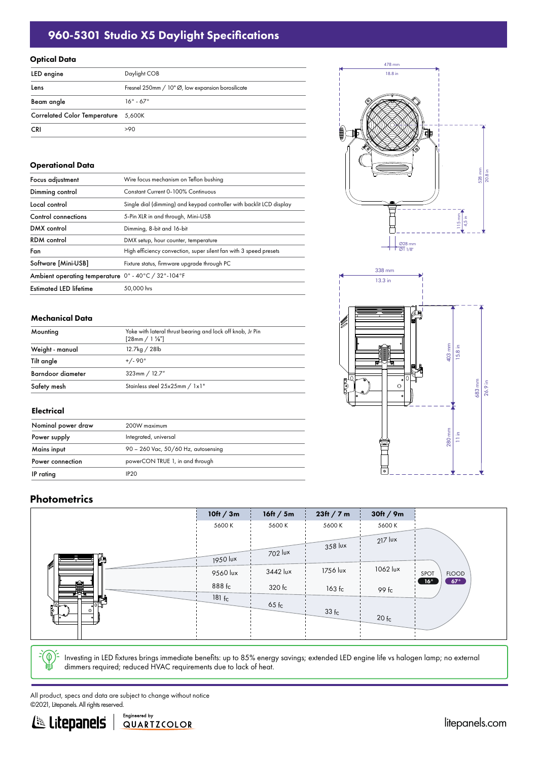# 960-5301 Studio X5 Daylight Specifications

## Optical Data

| | |
|---|---|
| LED engine | Daylight COB |
| Lens | Fresnel 250mm / 10" Ø, low expansion borosilicate |
| Beam angle | 16° - 67° |
| Correlated Color Temperature | 5,600K |
| CRI | >90 |

## Operational Data

| | |
|---|---|
| Focus adjustment | Wire focus mechanism on Teflon bushing |
| Dimming control | Constant Current 0-100% Continuous |
| Local control | Single dial (dimming) and keypad controller with backlit LCD display |
| Control connections | 5-Pin XLR in and through, Mini-USB |
| DMX control | Dimming, 8-bit and 16-bit |
| RDM control | DMX setup, hour counter, temperature |
| Fan | High efficiency convection, super silent fan with 3 speed presets |
| Software [Mini-USB] | Fixture status, firmware upgrade through PC |
| Ambient operating temperature | 0° - 40°C / 32°-104°F |
| Estimated LED lifetime | 50,000 hrs |

## Mechanical Data

| | |
|---|---|
| Mounting | Yoke with lateral thrust bearing and lock off knob, Jr Pin [28mm / 1 ⅛"] |
| Weight - manual | 12.7kg / 28lb |
| Tilt angle | +/- 90° |
| Barndoor diameter | 323mm / 12.7" |
| Safety mesh | Stainless steel 25x25mm / 1x1" |

## Electrical

| | |
|---|---|
| Nominal power draw | 200W maximum |
| Power supply | Integrated, universal |
| Mains input | 90 – 260 Vac, 50/60 Hz, autosensing |
| Power connection | powerCON TRUE 1, in and through |
| IP rating | IP20 |

478 mm
18.8 in
528 mm
20.8 in
115 mm
4.5 in
Ø28 mm
Ø1 1/8"

338 mm
13.3 in
403 mm
15.8 in
683 mm
26.9 in
280 mm
11 in

## Photometrics

10ft / 3m
5600 K
1950 lux
9560 lux
888 fc
181 fc

16ft / 5m
5600 K
702 lux
3442 lux
320 fc
65 fc

23ft / 7 m
5600 K
358 lux
1756 lux
163 fc
33 fc

30ft / 9m
5600 K
217 lux
1062 lux
99 fc
20 fc

SPOT 16°
FLOOD 67°

Investing in LED fixtures brings immediate benefits: up to 85% energy savings; extended LED engine life vs halogen lamp; no external dimmers required; reduced HVAC requirements due to lack of heat.

All product, specs and data are subject to change without notice
©2021, Litepanels. All rights reserved.

Litepanels | Engineered by QUARTZCOLOR

litepanels.com